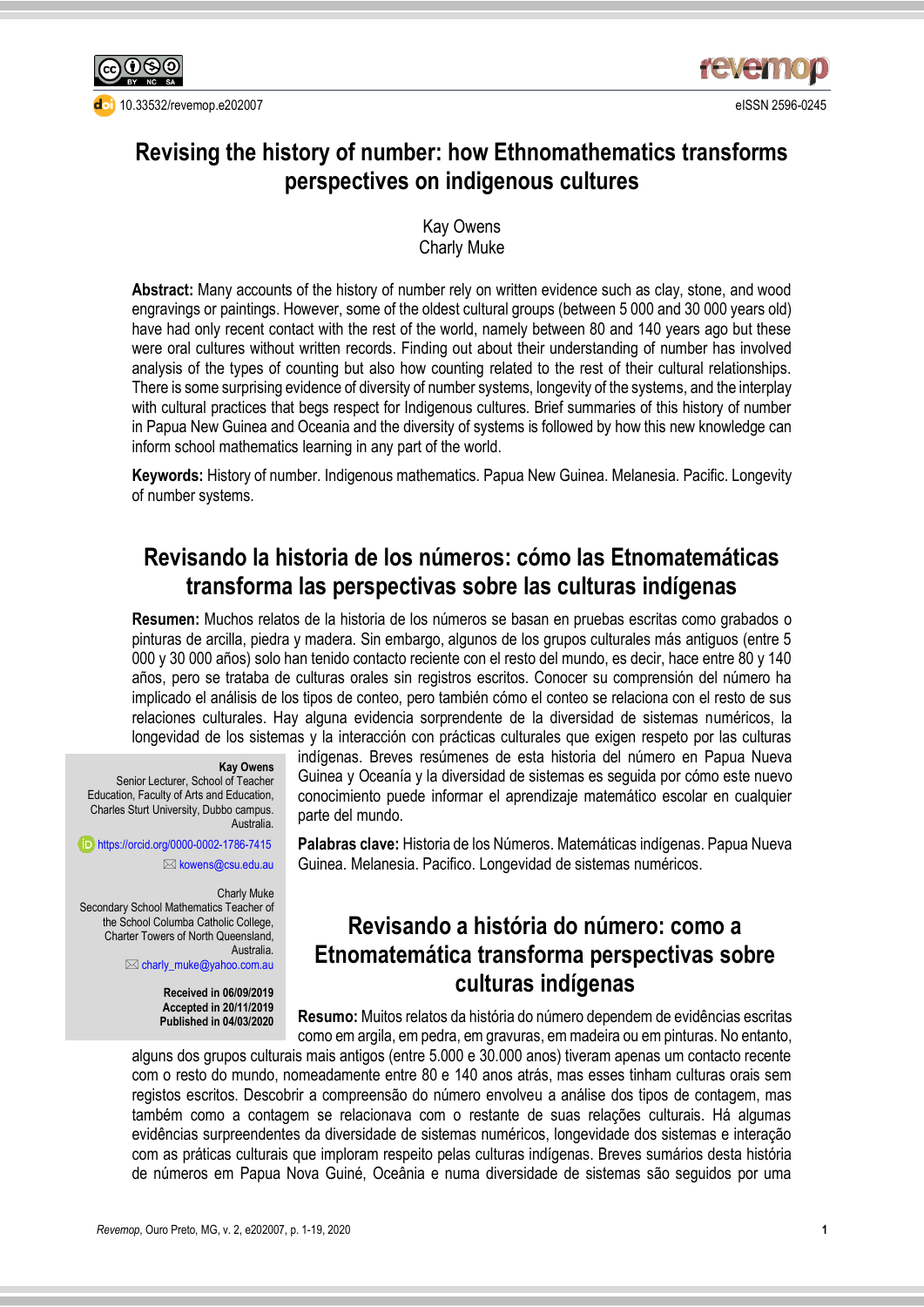10.33532/revemop.e202007

eISSN 2596-0245

# Revising the history of number: how Ethnomathematics transforms perspectives on indigenous cultures

Kay Owens
Charly Muke

**Abstract:** Many accounts of the history of number rely on written evidence such as clay, stone, and wood engravings or paintings. However, some of the oldest cultural groups (between 5 000 and 30 000 years old) have had only recent contact with the rest of the world, namely between 80 and 140 years ago but these were oral cultures without written records. Finding out about their understanding of number has involved analysis of the types of counting but also how counting related to the rest of their cultural relationships. There is some surprising evidence of diversity of number systems, longevity of the systems, and the interplay with cultural practices that begs respect for Indigenous cultures. Brief summaries of this history of number in Papua New Guinea and Oceania and the diversity of systems is followed by how this new knowledge can inform school mathematics learning in any part of the world.

**Keywords:** History of number. Indigenous mathematics. Papua New Guinea. Melanesia. Pacific. Longevity of number systems.

## Revisando la historia de los números: cómo las Etnomatemáticas transforma las perspectivas sobre las culturas indígenas

**Resumen:** Muchos relatos de la historia de los números se basan en pruebas escritas como grabados o pinturas de arcilla, piedra y madera. Sin embargo, algunos de los grupos culturales más antiguos (entre 5 000 y 30 000 años) solo han tenido contacto reciente con el resto del mundo, es decir, hace entre 80 y 140 años, pero se trataba de culturas orales sin registros escritos. Conocer su comprensión del número ha implicado el análisis de los tipos de conteo, pero también cómo el conteo se relaciona con el resto de sus relaciones culturales. Hay alguna evidencia sorprendente de la diversidad de sistemas numéricos, la longevidad de los sistemas y la interacción con prácticas culturales que exigen respeto por las culturas indígenas. Breves resúmenes de esta historia del número en Papua Nueva Guinea y Oceanía y la diversidad de sistemas es seguida por cómo este nuevo conocimiento puede informar el aprendizaje matemático escolar en cualquier parte del mundo.

**Palabras clave:** Historia de los Números. Matemáticas indígenas. Papua Nueva Guinea. Melanesia. Pacifico. Longevidad de sistemas numéricos.

## Revisando a história do número: como a Etnomatemática transforma perspectivas sobre culturas indígenas

**Resumo:** Muitos relatos da história do número dependem de evidências escritas como em argila, em pedra, em gravuras, em madeira ou em pinturas. No entanto, alguns dos grupos culturais mais antigos (entre 5.000 e 30.000 anos) tiveram apenas um contacto recente com o resto do mundo, nomeadamente entre 80 e 140 anos atrás, mas esses tinham culturas orais sem registos escritos. Descobrir a compreensão do número envolveu a análise dos tipos de contagem, mas também como a contagem se relacionava com o restante de suas relações culturais. Há algumas evidências surpreendentes da diversidade de sistemas numéricos, longevidade dos sistemas e interação com as práticas culturais que imploram respeito pelas culturas indígenas. Breves sumários desta história de números em Papua Nova Guiné, Oceânia e numa diversidade de sistemas são seguidos por uma

---

**Kay Owens**
Senior Lecturer, School of Teacher Education, Faculty of Arts and Education, Charles Sturt University, Dubbo campus. Australia.
https://orcid.org/0000-0002-1786-7415
kowens@csu.edu.au

Charly Muke
Secondary School Mathematics Teacher of the School Columba Catholic College, Charter Towers of North Queensland, Australia.
charly_muke@yahoo.com.au

**Received in 06/09/2019**
**Accepted in 20/11/2019**
**Published in 04/03/2020**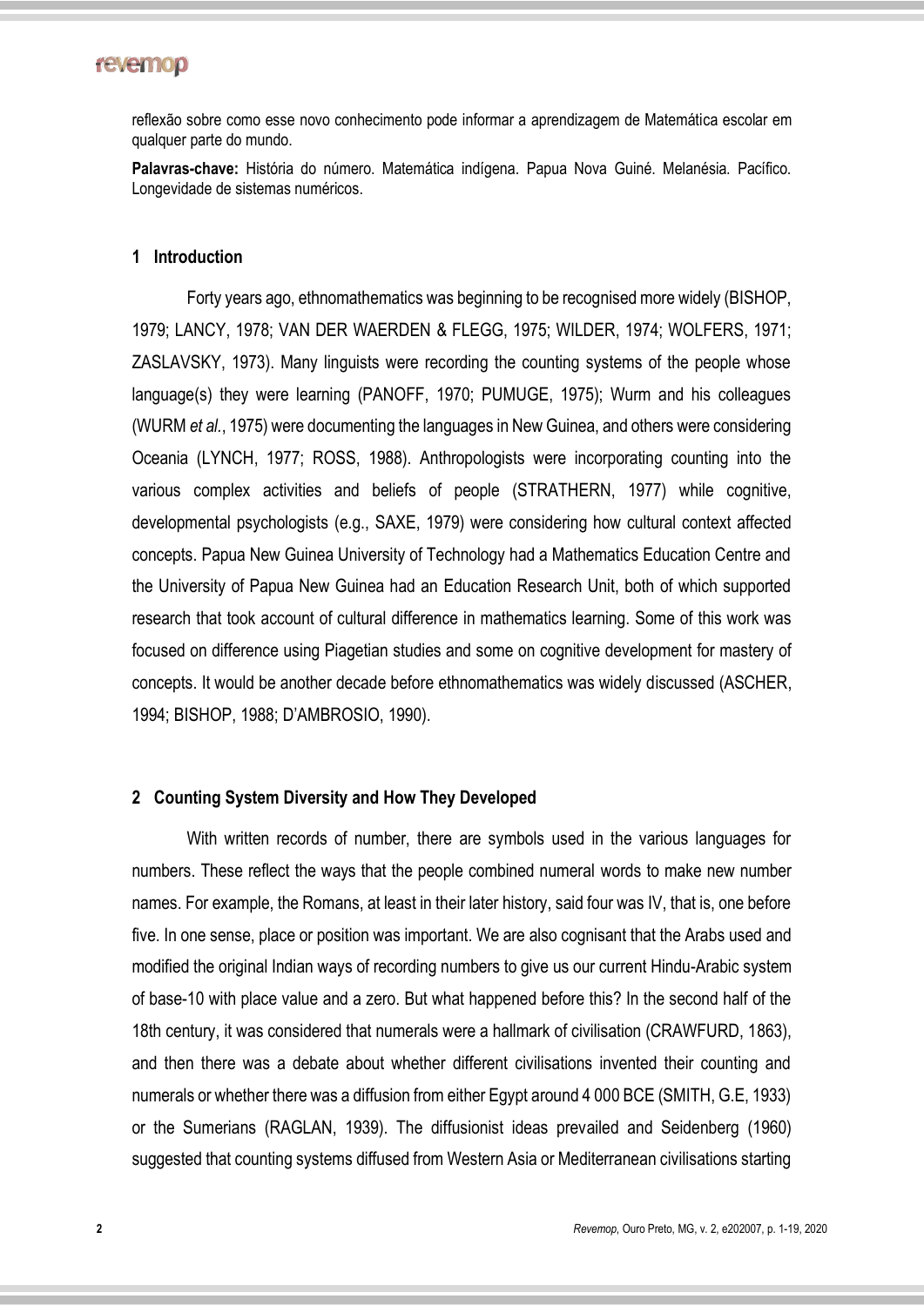reflexão sobre como esse novo conhecimento pode informar a aprendizagem de Matemática escolar em qualquer parte do mundo.

**Palavras-chave:** História do número. Matemática indígena. Papua Nova Guiné. Melanésia. Pacífico. Longevidade de sistemas numéricos.

## 1 Introduction

Forty years ago, ethnomathematics was beginning to be recognised more widely (BISHOP, 1979; LANCY, 1978; VAN DER WAERDEN & FLEGG, 1975; WILDER, 1974; WOLFERS, 1971; ZASLAVSKY, 1973). Many linguists were recording the counting systems of the people whose language(s) they were learning (PANOFF, 1970; PUMUGE, 1975); Wurm and his colleagues (WURM *et al.*, 1975) were documenting the languages in New Guinea, and others were considering Oceania (LYNCH, 1977; ROSS, 1988). Anthropologists were incorporating counting into the various complex activities and beliefs of people (STRATHERN, 1977) while cognitive, developmental psychologists (e.g., SAXE, 1979) were considering how cultural context affected concepts. Papua New Guinea University of Technology had a Mathematics Education Centre and the University of Papua New Guinea had an Education Research Unit, both of which supported research that took account of cultural difference in mathematics learning. Some of this work was focused on difference using Piagetian studies and some on cognitive development for mastery of concepts. It would be another decade before ethnomathematics was widely discussed (ASCHER, 1994; BISHOP, 1988; D'AMBROSIO, 1990).

## 2 Counting System Diversity and How They Developed

With written records of number, there are symbols used in the various languages for numbers. These reflect the ways that the people combined numeral words to make new number names. For example, the Romans, at least in their later history, said four was IV, that is, one before five. In one sense, place or position was important. We are also cognisant that the Arabs used and modified the original Indian ways of recording numbers to give us our current Hindu-Arabic system of base-10 with place value and a zero. But what happened before this? In the second half of the 18th century, it was considered that numerals were a hallmark of civilisation (CRAWFURD, 1863), and then there was a debate about whether different civilisations invented their counting and numerals or whether there was a diffusion from either Egypt around 4 000 BCE (SMITH, G.E, 1933) or the Sumerians (RAGLAN, 1939). The diffusionist ideas prevailed and Seidenberg (1960) suggested that counting systems diffused from Western Asia or Mediterranean civilisations starting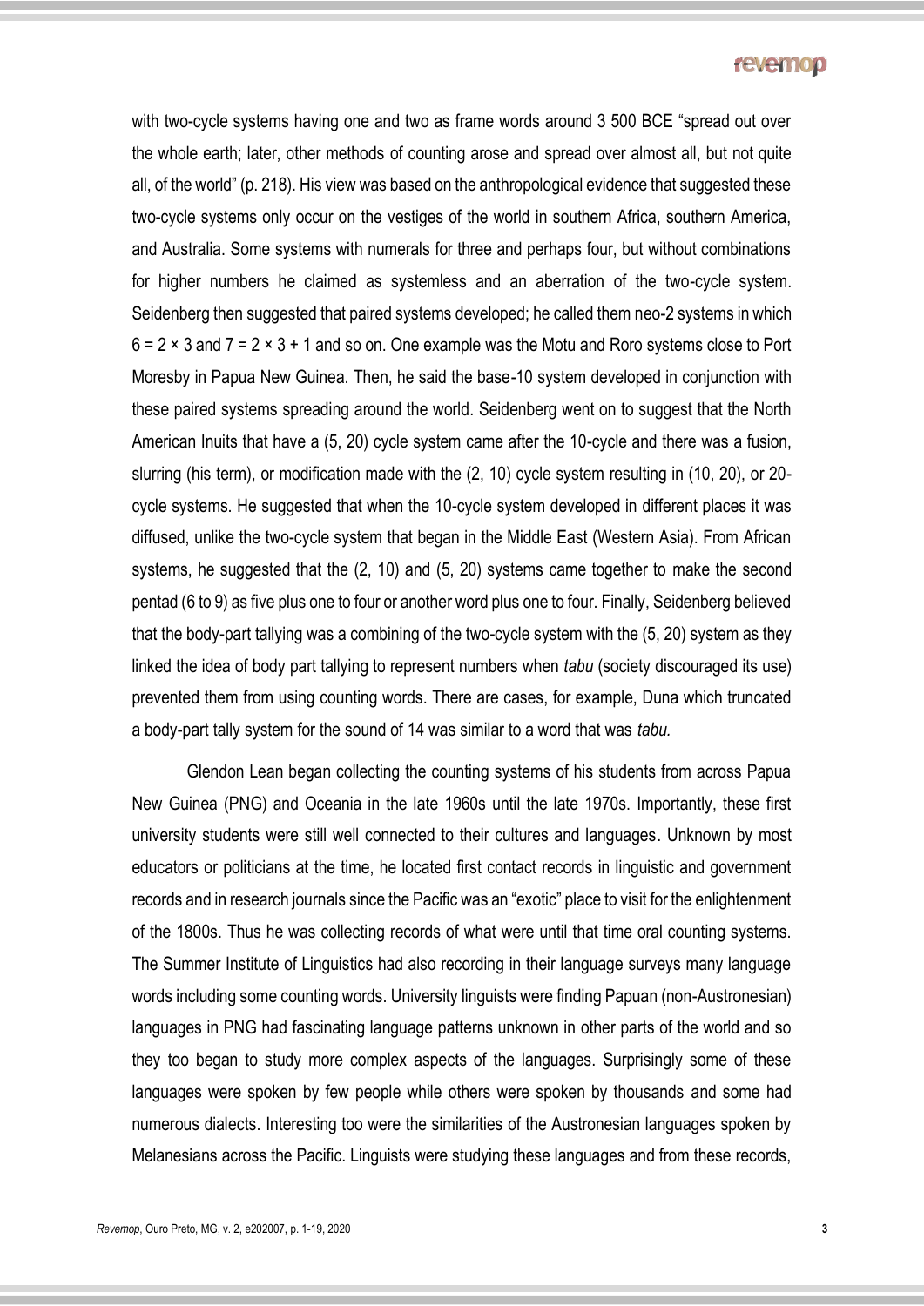with two-cycle systems having one and two as frame words around 3 500 BCE "spread out over the whole earth; later, other methods of counting arose and spread over almost all, but not quite all, of the world" (p. 218). His view was based on the anthropological evidence that suggested these two-cycle systems only occur on the vestiges of the world in southern Africa, southern America, and Australia. Some systems with numerals for three and perhaps four, but without combinations for higher numbers he claimed as systemless and an aberration of the two-cycle system. Seidenberg then suggested that paired systems developed; he called them neo-2 systems in which $6 = 2 \times 3$ and $7 = 2 \times 3 + 1$ and so on. One example was the Motu and Roro systems close to Port Moresby in Papua New Guinea. Then, he said the base-10 system developed in conjunction with these paired systems spreading around the world. Seidenberg went on to suggest that the North American Inuits that have a (5, 20) cycle system came after the 10-cycle and there was a fusion, slurring (his term), or modification made with the (2, 10) cycle system resulting in (10, 20), or 20-cycle systems. He suggested that when the 10-cycle system developed in different places it was diffused, unlike the two-cycle system that began in the Middle East (Western Asia). From African systems, he suggested that the (2, 10) and (5, 20) systems came together to make the second pentad (6 to 9) as five plus one to four or another word plus one to four. Finally, Seidenberg believed that the body-part tallying was a combining of the two-cycle system with the (5, 20) system as they linked the idea of body part tallying to represent numbers when *tabu* (society discouraged its use) prevented them from using counting words. There are cases, for example, Duna which truncated a body-part tally system for the sound of 14 was similar to a word that was *tabu.*

Glendon Lean began collecting the counting systems of his students from across Papua New Guinea (PNG) and Oceania in the late 1960s until the late 1970s. Importantly, these first university students were still well connected to their cultures and languages. Unknown by most educators or politicians at the time, he located first contact records in linguistic and government records and in research journals since the Pacific was an "exotic" place to visit for the enlightenment of the 1800s. Thus he was collecting records of what were until that time oral counting systems. The Summer Institute of Linguistics had also recording in their language surveys many language words including some counting words. University linguists were finding Papuan (non-Austronesian) languages in PNG had fascinating language patterns unknown in other parts of the world and so they too began to study more complex aspects of the languages. Surprisingly some of these languages were spoken by few people while others were spoken by thousands and some had numerous dialects. Interesting too were the similarities of the Austronesian languages spoken by Melanesians across the Pacific. Linguists were studying these languages and from these records,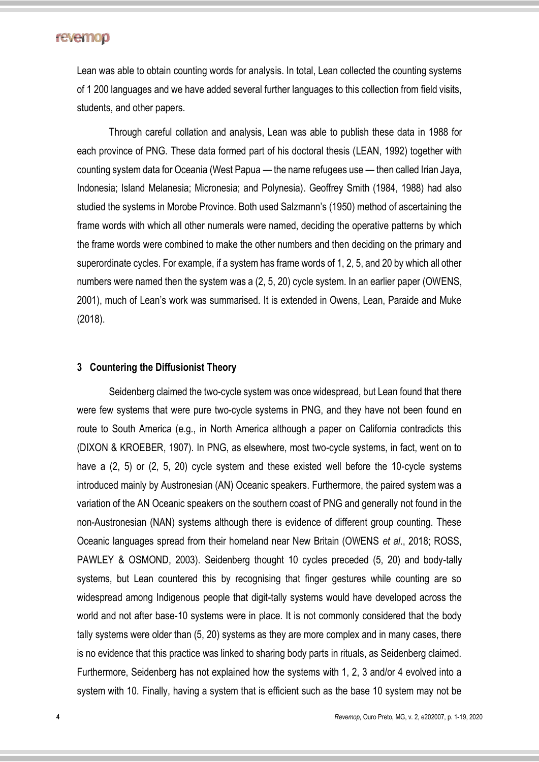Lean was able to obtain counting words for analysis. In total, Lean collected the counting systems of 1 200 languages and we have added several further languages to this collection from field visits, students, and other papers.

Through careful collation and analysis, Lean was able to publish these data in 1988 for each province of PNG. These data formed part of his doctoral thesis (LEAN, 1992) together with counting system data for Oceania (West Papua — the name refugees use — then called Irian Jaya, Indonesia; Island Melanesia; Micronesia; and Polynesia). Geoffrey Smith (1984, 1988) had also studied the systems in Morobe Province. Both used Salzmann's (1950) method of ascertaining the frame words with which all other numerals were named, deciding the operative patterns by which the frame words were combined to make the other numbers and then deciding on the primary and superordinate cycles. For example, if a system has frame words of 1, 2, 5, and 20 by which all other numbers were named then the system was a (2, 5, 20) cycle system. In an earlier paper (OWENS, 2001), much of Lean's work was summarised. It is extended in Owens, Lean, Paraide and Muke (2018).

### 3 Countering the Diffusionist Theory

Seidenberg claimed the two-cycle system was once widespread, but Lean found that there were few systems that were pure two-cycle systems in PNG, and they have not been found en route to South America (e.g., in North America although a paper on California contradicts this (DIXON & KROEBER, 1907). In PNG, as elsewhere, most two-cycle systems, in fact, went on to have a (2, 5) or (2, 5, 20) cycle system and these existed well before the 10-cycle systems introduced mainly by Austronesian (AN) Oceanic speakers. Furthermore, the paired system was a variation of the AN Oceanic speakers on the southern coast of PNG and generally not found in the non-Austronesian (NAN) systems although there is evidence of different group counting. These Oceanic languages spread from their homeland near New Britain (OWENS *et al*., 2018; ROSS, PAWLEY & OSMOND, 2003). Seidenberg thought 10 cycles preceded (5, 20) and body-tally systems, but Lean countered this by recognising that finger gestures while counting are so widespread among Indigenous people that digit-tally systems would have developed across the world and not after base-10 systems were in place. It is not commonly considered that the body tally systems were older than (5, 20) systems as they are more complex and in many cases, there is no evidence that this practice was linked to sharing body parts in rituals, as Seidenberg claimed. Furthermore, Seidenberg has not explained how the systems with 1, 2, 3 and/or 4 evolved into a system with 10. Finally, having a system that is efficient such as the base 10 system may not be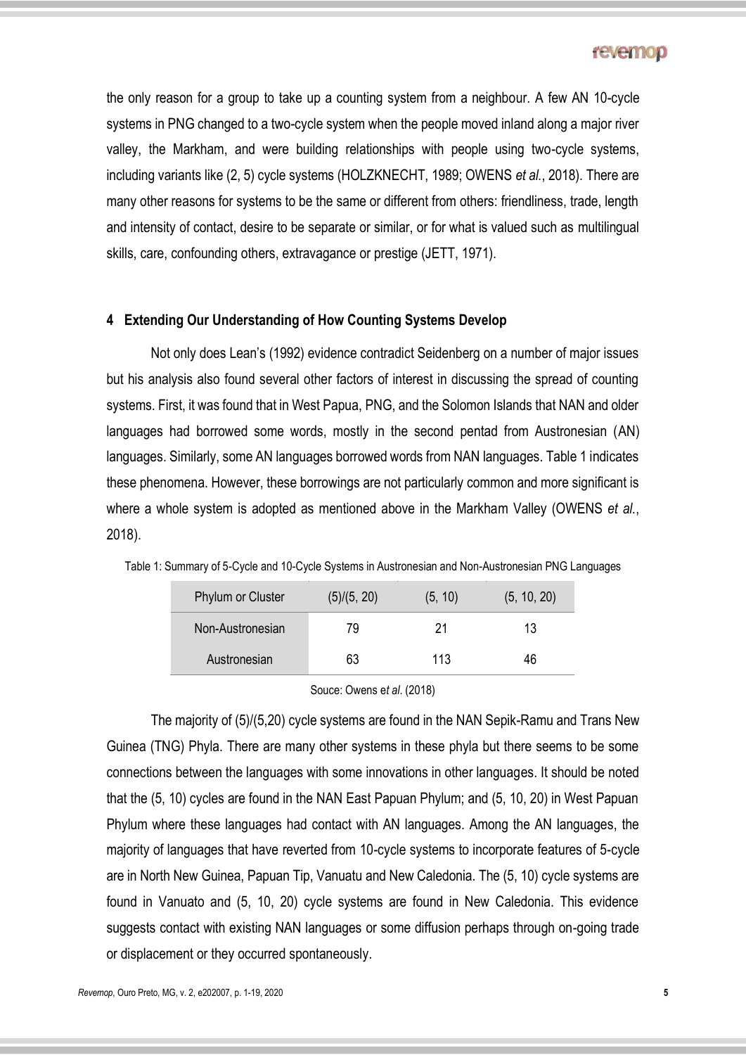the only reason for a group to take up a counting system from a neighbour. A few AN 10-cycle systems in PNG changed to a two-cycle system when the people moved inland along a major river valley, the Markham, and were building relationships with people using two-cycle systems, including variants like (2, 5) cycle systems (HOLZKNECHT, 1989; OWENS *et al.*, 2018). There are many other reasons for systems to be the same or different from others: friendliness, trade, length and intensity of contact, desire to be separate or similar, or for what is valued such as multilingual skills, care, confounding others, extravagance or prestige (JETT, 1971).

## 4 Extending Our Understanding of How Counting Systems Develop

Not only does Lean's (1992) evidence contradict Seidenberg on a number of major issues but his analysis also found several other factors of interest in discussing the spread of counting systems. First, it was found that in West Papua, PNG, and the Solomon Islands that NAN and older languages had borrowed some words, mostly in the second pentad from Austronesian (AN) languages. Similarly, some AN languages borrowed words from NAN languages. Table 1 indicates these phenomena. However, these borrowings are not particularly common and more significant is where a whole system is adopted as mentioned above in the Markham Valley (OWENS *et al.*, 2018).

Table 1: Summary of 5-Cycle and 10-Cycle Systems in Austronesian and Non-Austronesian PNG Languages

| Phylum or Cluster | (5)/(5, 20) | (5, 10) | (5, 10, 20) |
|---|---|---|---|
| Non-Austronesian | 79 | 21 | 13 |
| Austronesian | 63 | 113 | 46 |

Souce: Owens e*t al*. (2018)

The majority of (5)/(5,20) cycle systems are found in the NAN Sepik-Ramu and Trans New Guinea (TNG) Phyla. There are many other systems in these phyla but there seems to be some connections between the languages with some innovations in other languages. It should be noted that the (5, 10) cycles are found in the NAN East Papuan Phylum; and (5, 10, 20) in West Papuan Phylum where these languages had contact with AN languages. Among the AN languages, the majority of languages that have reverted from 10-cycle systems to incorporate features of 5-cycle are in North New Guinea, Papuan Tip, Vanuatu and New Caledonia. The (5, 10) cycle systems are found in Vanuato and (5, 10, 20) cycle systems are found in New Caledonia. This evidence suggests contact with existing NAN languages or some diffusion perhaps through on-going trade or displacement or they occurred spontaneously.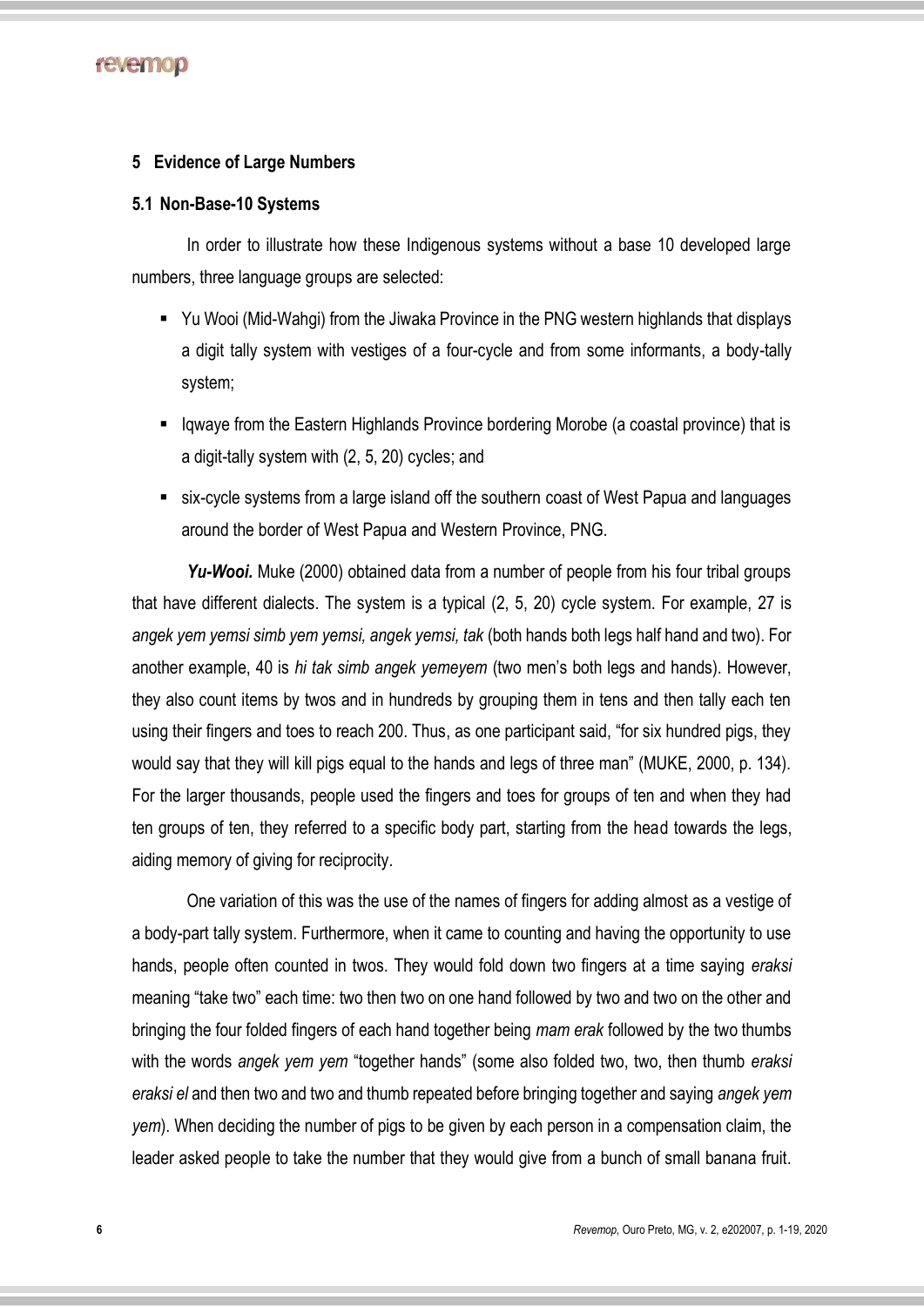## 5 Evidence of Large Numbers

### 5.1 Non-Base-10 Systems

In order to illustrate how these Indigenous systems without a base 10 developed large numbers, three language groups are selected:

- Yu Wooi (Mid-Wahgi) from the Jiwaka Province in the PNG western highlands that displays a digit tally system with vestiges of a four-cycle and from some informants, a body-tally system;
- Iqwaye from the Eastern Highlands Province bordering Morobe (a coastal province) that is a digit-tally system with (2, 5, 20) cycles; and
- six-cycle systems from a large island off the southern coast of West Papua and languages around the border of West Papua and Western Province, PNG.

***Yu-Wooi.*** Muke (2000) obtained data from a number of people from his four tribal groups that have different dialects. The system is a typical (2, 5, 20) cycle system. For example, 27 is *angek yem yemsi simb yem yemsi, angek yemsi, tak* (both hands both legs half hand and two). For another example, 40 is *hi tak simb angek yemeyem* (two men's both legs and hands). However, they also count items by twos and in hundreds by grouping them in tens and then tally each ten using their fingers and toes to reach 200. Thus, as one participant said, "for six hundred pigs, they would say that they will kill pigs equal to the hands and legs of three man" (MUKE, 2000, p. 134). For the larger thousands, people used the fingers and toes for groups of ten and when they had ten groups of ten, they referred to a specific body part, starting from the head towards the legs, aiding memory of giving for reciprocity.

One variation of this was the use of the names of fingers for adding almost as a vestige of a body-part tally system. Furthermore, when it came to counting and having the opportunity to use hands, people often counted in twos. They would fold down two fingers at a time saying *eraksi* meaning "take two" each time: two then two on one hand followed by two and two on the other and bringing the four folded fingers of each hand together being *mam erak* followed by the two thumbs with the words *angek yem yem* "together hands" (some also folded two, two, then thumb *eraksi eraksi el* and then two and two and thumb repeated before bringing together and saying *angek yem yem*). When deciding the number of pigs to be given by each person in a compensation claim, the leader asked people to take the number that they would give from a bunch of small banana fruit.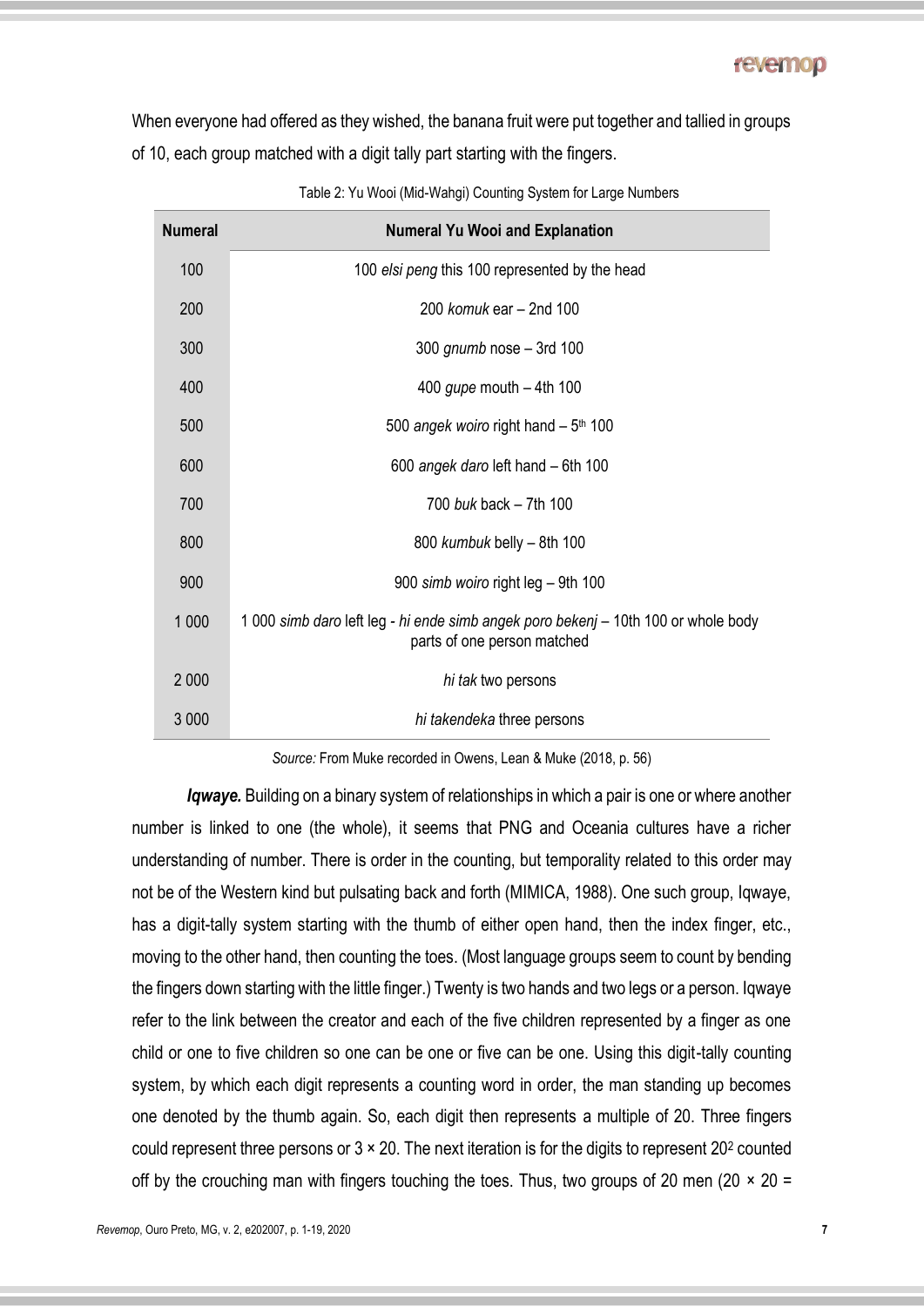When everyone had offered as they wished, the banana fruit were put together and tallied in groups of 10, each group matched with a digit tally part starting with the fingers.

Table 2: Yu Wooi (Mid-Wahgi) Counting System for Large Numbers

| Numeral | Numeral Yu Wooi and Explanation |
|---|---|
| 100 | 100 *elsi peng* this 100 represented by the head |
| 200 | 200 *komuk* ear – 2nd 100 |
| 300 | 300 *gnumb* nose – 3rd 100 |
| 400 | 400 *gupe* mouth – 4th 100 |
| 500 | 500 *angek woiro* right hand – 5th 100 |
| 600 | 600 *angek daro* left hand – 6th 100 |
| 700 | 700 *buk* back – 7th 100 |
| 800 | 800 *kumbuk* belly – 8th 100 |
| 900 | 900 *simb woiro* right leg – 9th 100 |
| 1 000 | 1 000 *simb daro* left leg - *hi ende simb angek poro bekenj* – 10th 100 or whole body parts of one person matched |
| 2 000 | *hi tak* two persons |
| 3 000 | *hi takendeka* three persons |

*Source:* From Muke recorded in Owens, Lean & Muke (2018, p. 56)

***Iqwaye.*** Building on a binary system of relationships in which a pair is one or where another number is linked to one (the whole), it seems that PNG and Oceania cultures have a richer understanding of number. There is order in the counting, but temporality related to this order may not be of the Western kind but pulsating back and forth (MIMICA, 1988). One such group, Iqwaye, has a digit-tally system starting with the thumb of either open hand, then the index finger, etc., moving to the other hand, then counting the toes. (Most language groups seem to count by bending the fingers down starting with the little finger.) Twenty is two hands and two legs or a person. Iqwaye refer to the link between the creator and each of the five children represented by a finger as one child or one to five children so one can be one or five can be one. Using this digit-tally counting system, by which each digit represents a counting word in order, the man standing up becomes one denoted by the thumb again. So, each digit then represents a multiple of 20. Three fingers could represent three persons or $3 \times 20$. The next iteration is for the digits to represent $20^2$ counted off by the crouching man with fingers touching the toes. Thus, two groups of 20 men ($20 \times 20 =$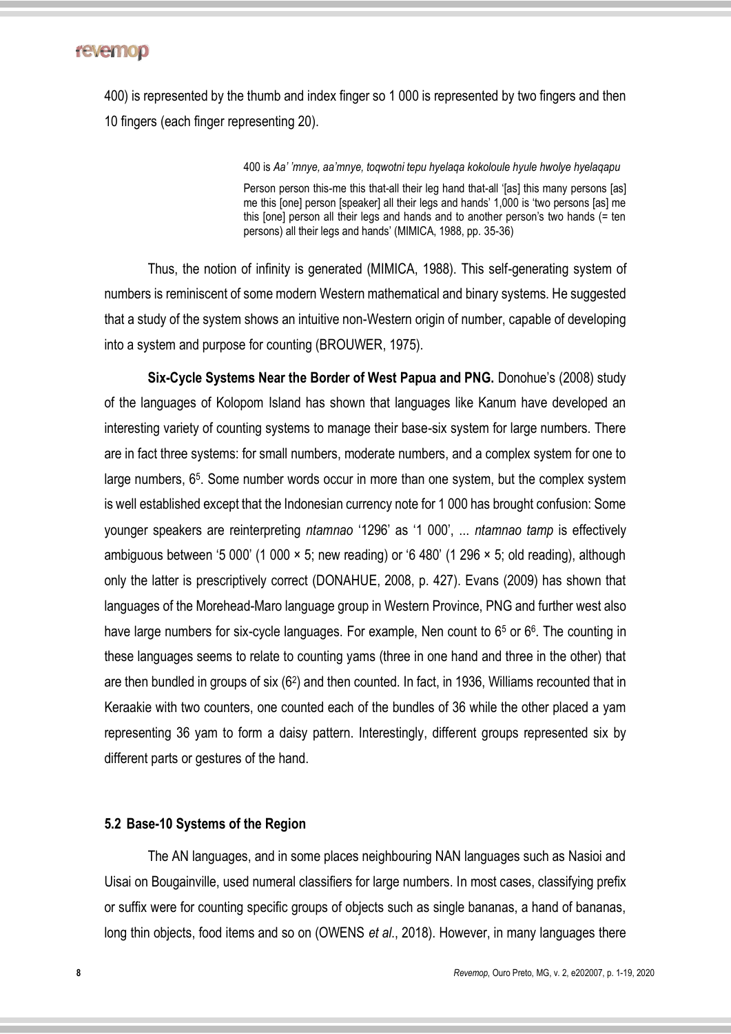400) is represented by the thumb and index finger so 1 000 is represented by two fingers and then 10 fingers (each finger representing 20).

> 400 is *Aa' 'mnye, aa'mnye, toqwotni tepu hyelaqa kokoloule hyule hwolye hyelaqapu*
>
> Person person this-me this that-all their leg hand that-all '[as] this many persons [as] me this [one] person [speaker] all their legs and hands' 1,000 is 'two persons [as] me this [one] person all their legs and hands and to another person's two hands (= ten persons) all their legs and hands' (MIMICA, 1988, pp. 35-36)

Thus, the notion of infinity is generated (MIMICA, 1988). This self-generating system of numbers is reminiscent of some modern Western mathematical and binary systems. He suggested that a study of the system shows an intuitive non-Western origin of number, capable of developing into a system and purpose for counting (BROUWER, 1975).

**Six-Cycle Systems Near the Border of West Papua and PNG.** Donohue's (2008) study of the languages of Kolopom Island has shown that languages like Kanum have developed an interesting variety of counting systems to manage their base-six system for large numbers. There are in fact three systems: for small numbers, moderate numbers, and a complex system for one to large numbers, $6^5$. Some number words occur in more than one system, but the complex system is well established except that the Indonesian currency note for 1 000 has brought confusion: Some younger speakers are reinterpreting *ntamnao* '1296' as '1 000', ... *ntamnao tamp* is effectively ambiguous between '5 000' (1 000 × 5; new reading) or '6 480' (1 296 × 5; old reading), although only the latter is prescriptively correct (DONAHUE, 2008, p. 427). Evans (2009) has shown that languages of the Morehead-Maro language group in Western Province, PNG and further west also have large numbers for six-cycle languages. For example, Nen count to $6^5$ or $6^6$. The counting in these languages seems to relate to counting yams (three in one hand and three in the other) that are then bundled in groups of six ($6^2$) and then counted. In fact, in 1936, Williams recounted that in Keraakie with two counters, one counted each of the bundles of 36 while the other placed a yam representing 36 yam to form a daisy pattern. Interestingly, different groups represented six by different parts or gestures of the hand.

### 5.2 Base-10 Systems of the Region

The AN languages, and in some places neighbouring NAN languages such as Nasioi and Uisai on Bougainville, used numeral classifiers for large numbers. In most cases, classifying prefix or suffix were for counting specific groups of objects such as single bananas, a hand of bananas, long thin objects, food items and so on (OWENS *et al*., 2018). However, in many languages there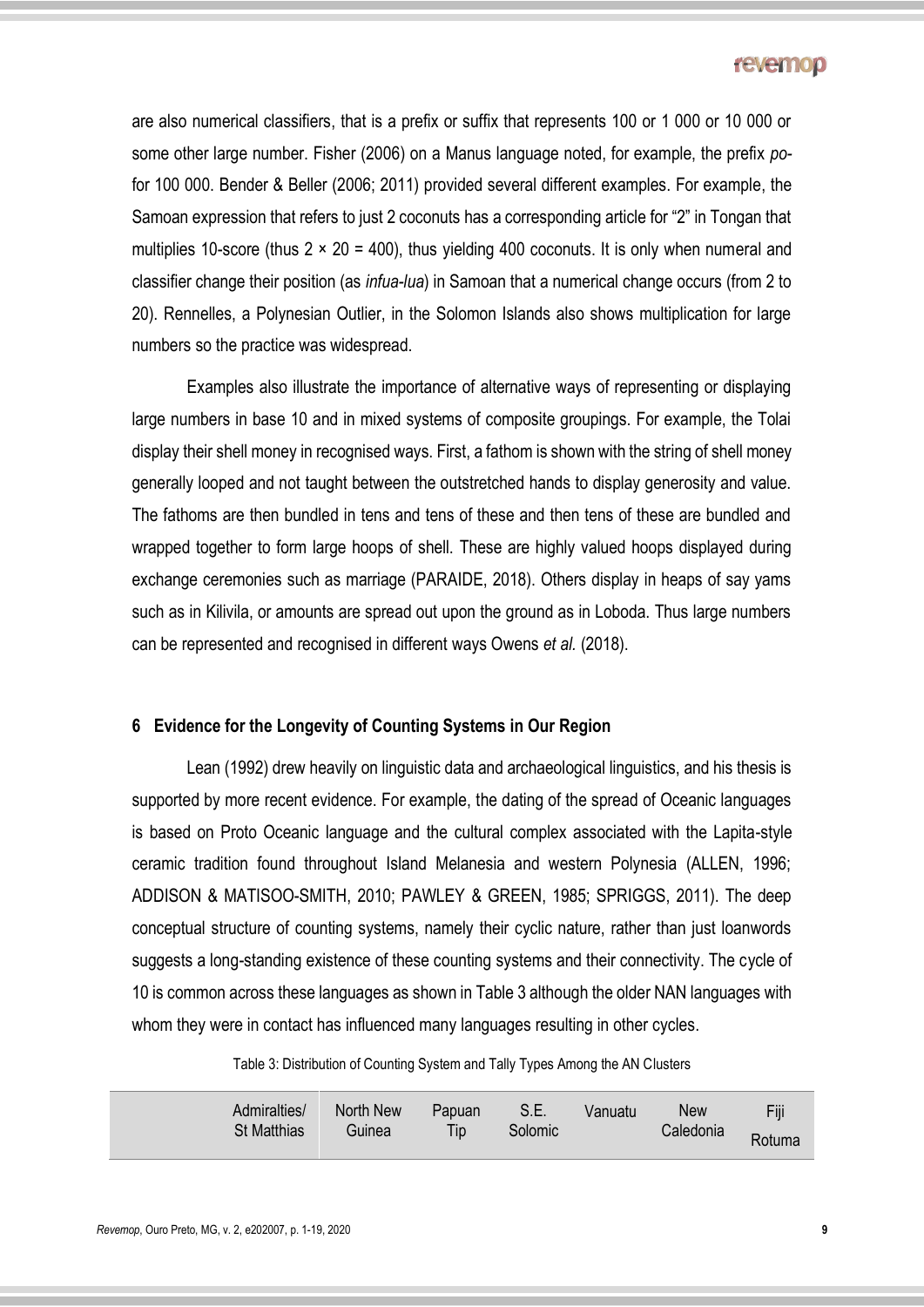are also numerical classifiers, that is a prefix or suffix that represents 100 or 1 000 or 10 000 or some other large number. Fisher (2006) on a Manus language noted, for example, the prefix *po-* for 100 000. Bender & Beller (2006; 2011) provided several different examples. For example, the Samoan expression that refers to just 2 coconuts has a corresponding article for "2" in Tongan that multiplies 10-score (thus 2 × 20 = 400), thus yielding 400 coconuts. It is only when numeral and classifier change their position (as *infua-lua*) in Samoan that a numerical change occurs (from 2 to 20). Rennelles, a Polynesian Outlier, in the Solomon Islands also shows multiplication for large numbers so the practice was widespread.

Examples also illustrate the importance of alternative ways of representing or displaying large numbers in base 10 and in mixed systems of composite groupings. For example, the Tolai display their shell money in recognised ways. First, a fathom is shown with the string of shell money generally looped and not taught between the outstretched hands to display generosity and value. The fathoms are then bundled in tens and tens of these and then tens of these are bundled and wrapped together to form large hoops of shell. These are highly valued hoops displayed during exchange ceremonies such as marriage (PARAIDE, 2018). Others display in heaps of say yams such as in Kilivila, or amounts are spread out upon the ground as in Loboda. Thus large numbers can be represented and recognised in different ways Owens *et al.* (2018).

## 6 Evidence for the Longevity of Counting Systems in Our Region

Lean (1992) drew heavily on linguistic data and archaeological linguistics, and his thesis is supported by more recent evidence. For example, the dating of the spread of Oceanic languages is based on Proto Oceanic language and the cultural complex associated with the Lapita-style ceramic tradition found throughout Island Melanesia and western Polynesia (ALLEN, 1996; ADDISON & MATISOO-SMITH, 2010; PAWLEY & GREEN, 1985; SPRIGGS, 2011). The deep conceptual structure of counting systems, namely their cyclic nature, rather than just loanwords suggests a long-standing existence of these counting systems and their connectivity. The cycle of 10 is common across these languages as shown in Table 3 although the older NAN languages with whom they were in contact has influenced many languages resulting in other cycles.

Table 3: Distribution of Counting System and Tally Types Among the AN Clusters

| | Admiralties/ St Matthias | North New Guinea | Papuan Tip | S.E. Solomic | Vanuatu | New Caledonia | Fiji Rotuma |
|---|---|---|---|---|---|---|---|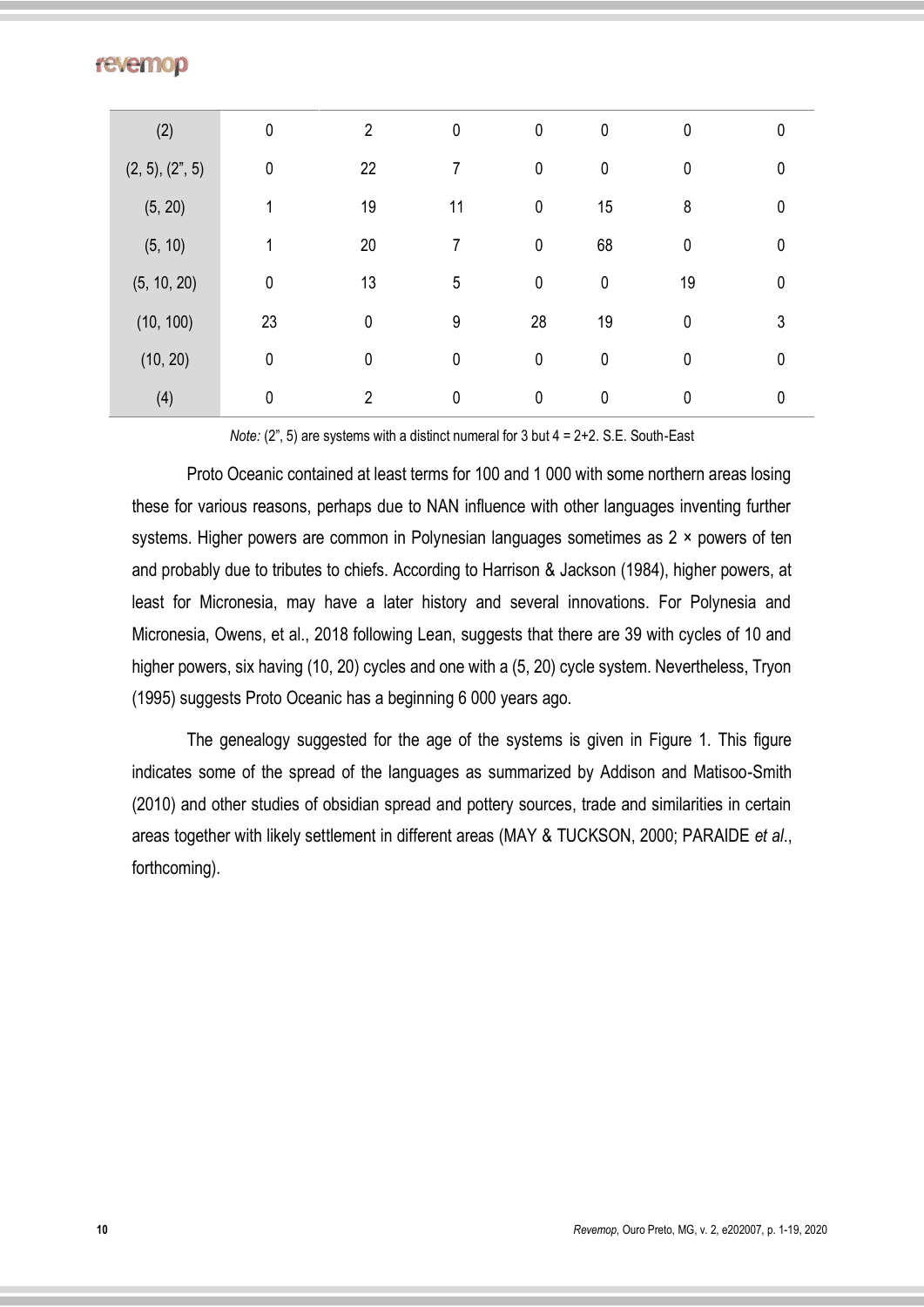| (2) | 0 | 2 | 0 | 0 | 0 | 0 | 0 |
|---|---|---|---|---|---|---|---|
| (2, 5), (2”, 5) | 0 | 22 | 7 | 0 | 0 | 0 | 0 |
| (5, 20) | 1 | 19 | 11 | 0 | 15 | 8 | 0 |
| (5, 10) | 1 | 20 | 7 | 0 | 68 | 0 | 0 |
| (5, 10, 20) | 0 | 13 | 5 | 0 | 0 | 19 | 0 |
| (10, 100) | 23 | 0 | 9 | 28 | 19 | 0 | 3 |
| (10, 20) | 0 | 0 | 0 | 0 | 0 | 0 | 0 |
| (4) | 0 | 2 | 0 | 0 | 0 | 0 | 0 |

*Note:* (2”, 5) are systems with a distinct numeral for 3 but 4 = 2+2. S.E. South-East

Proto Oceanic contained at least terms for 100 and 1 000 with some northern areas losing these for various reasons, perhaps due to NAN influence with other languages inventing further systems. Higher powers are common in Polynesian languages sometimes as 2 × powers of ten and probably due to tributes to chiefs. According to Harrison & Jackson (1984), higher powers, at least for Micronesia, may have a later history and several innovations. For Polynesia and Micronesia, Owens, et al., 2018 following Lean, suggests that there are 39 with cycles of 10 and higher powers, six having (10, 20) cycles and one with a (5, 20) cycle system. Nevertheless, Tryon (1995) suggests Proto Oceanic has a beginning 6 000 years ago.

The genealogy suggested for the age of the systems is given in Figure 1. This figure indicates some of the spread of the languages as summarized by Addison and Matisoo-Smith (2010) and other studies of obsidian spread and pottery sources, trade and similarities in certain areas together with likely settlement in different areas (MAY & TUCKSON, 2000; PARAIDE *et al*., forthcoming).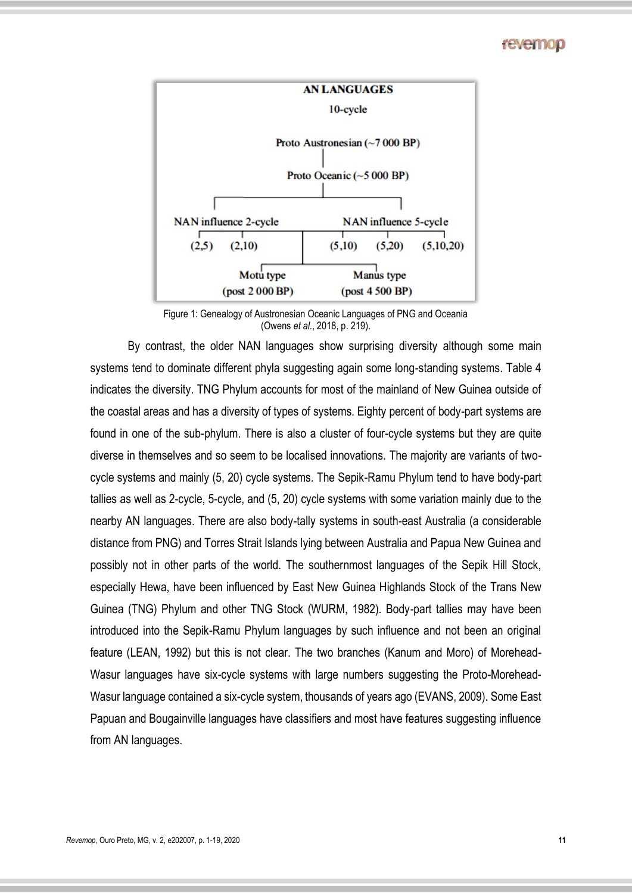AN LANGUAGES

10-cycle

Proto Austronesian (~7 000 BP)

Proto Oceanic (~5 000 BP)

NAN influence 2-cycle — (2,5) (2,10)

NAN influence 5-cycle — (5,10) (5,20) (5,10,20)

Motu type (post 2 000 BP)

Manus type (post 4 500 BP)

Figure 1: Genealogy of Austronesian Oceanic Languages of PNG and Oceania (Owens *et al*., 2018, p. 219).

By contrast, the older NAN languages show surprising diversity although some main systems tend to dominate different phyla suggesting again some long-standing systems. Table 4 indicates the diversity. TNG Phylum accounts for most of the mainland of New Guinea outside of the coastal areas and has a diversity of types of systems. Eighty percent of body-part systems are found in one of the sub-phylum. There is also a cluster of four-cycle systems but they are quite diverse in themselves and so seem to be localised innovations. The majority are variants of two-cycle systems and mainly (5, 20) cycle systems. The Sepik-Ramu Phylum tend to have body-part tallies as well as 2-cycle, 5-cycle, and (5, 20) cycle systems with some variation mainly due to the nearby AN languages. There are also body-tally systems in south-east Australia (a considerable distance from PNG) and Torres Strait Islands lying between Australia and Papua New Guinea and possibly not in other parts of the world. The southernmost languages of the Sepik Hill Stock, especially Hewa, have been influenced by East New Guinea Highlands Stock of the Trans New Guinea (TNG) Phylum and other TNG Stock (WURM, 1982). Body-part tallies may have been introduced into the Sepik-Ramu Phylum languages by such influence and not been an original feature (LEAN, 1992) but this is not clear. The two branches (Kanum and Moro) of Morehead-Wasur languages have six-cycle systems with large numbers suggesting the Proto-Morehead-Wasur language contained a six-cycle system, thousands of years ago (EVANS, 2009). Some East Papuan and Bougainville languages have classifiers and most have features suggesting influence from AN languages.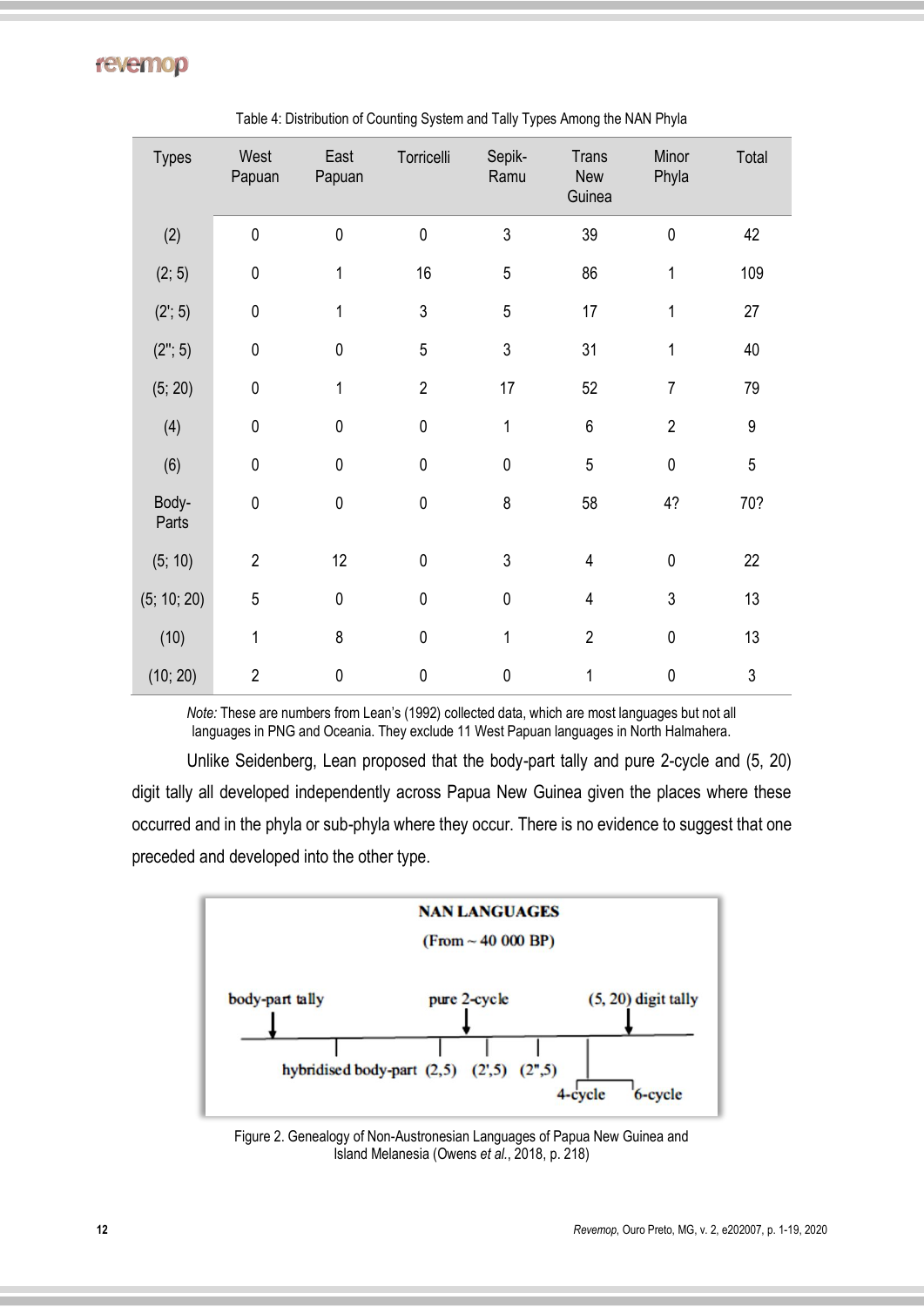Table 4: Distribution of Counting System and Tally Types Among the NAN Phyla

| Types | West Papuan | East Papuan | Torricelli | Sepik-Ramu | Trans New Guinea | Minor Phyla | Total |
|---|---|---|---|---|---|---|---|
| (2) | 0 | 0 | 0 | 3 | 39 | 0 | 42 |
| (2; 5) | 0 | 1 | 16 | 5 | 86 | 1 | 109 |
| (2'; 5) | 0 | 1 | 3 | 5 | 17 | 1 | 27 |
| (2''; 5) | 0 | 0 | 5 | 3 | 31 | 1 | 40 |
| (5; 20) | 0 | 1 | 2 | 17 | 52 | 7 | 79 |
| (4) | 0 | 0 | 0 | 1 | 6 | 2 | 9 |
| (6) | 0 | 0 | 0 | 0 | 5 | 0 | 5 |
| Body-Parts | 0 | 0 | 0 | 8 | 58 | 4? | 70? |
| (5; 10) | 2 | 12 | 0 | 3 | 4 | 0 | 22 |
| (5; 10; 20) | 5 | 0 | 0 | 0 | 4 | 3 | 13 |
| (10) | 1 | 8 | 0 | 1 | 2 | 0 | 13 |
| (10; 20) | 2 | 0 | 0 | 0 | 1 | 0 | 3 |

*Note:* These are numbers from Lean's (1992) collected data, which are most languages but not all languages in PNG and Oceania. They exclude 11 West Papuan languages in North Halmahera.

Unlike Seidenberg, Lean proposed that the body-part tally and pure 2-cycle and (5, 20) digit tally all developed independently across Papua New Guinea given the places where these occurred and in the phyla or sub-phyla where they occur. There is no evidence to suggest that one preceded and developed into the other type.

Figure 2. Genealogy of Non-Austronesian Languages of Papua New Guinea and Island Melanesia (Owens *et al.*, 2018, p. 218)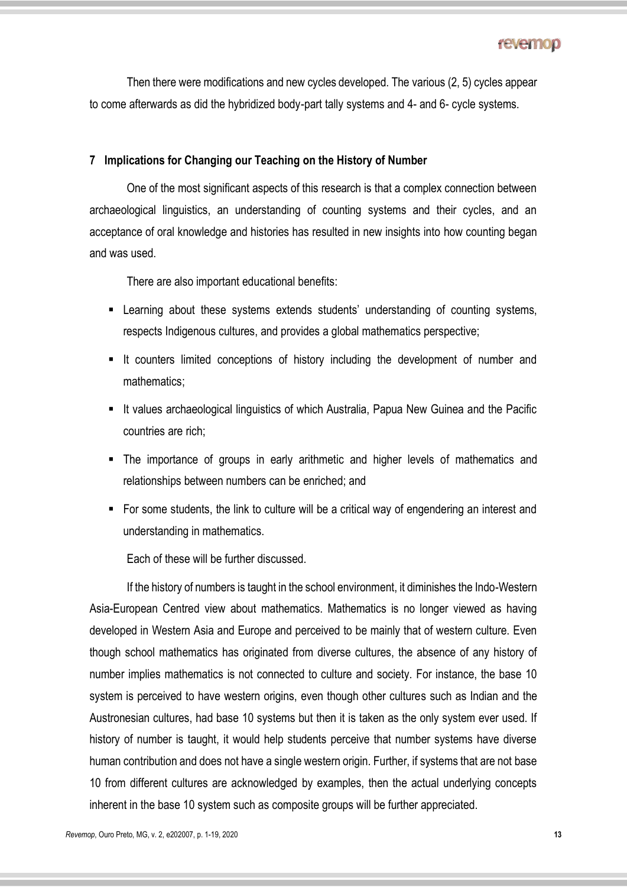Then there were modifications and new cycles developed. The various (2, 5) cycles appear to come afterwards as did the hybridized body-part tally systems and 4- and 6- cycle systems.

## 7 Implications for Changing our Teaching on the History of Number

One of the most significant aspects of this research is that a complex connection between archaeological linguistics, an understanding of counting systems and their cycles, and an acceptance of oral knowledge and histories has resulted in new insights into how counting began and was used.

There are also important educational benefits:

- Learning about these systems extends students' understanding of counting systems, respects Indigenous cultures, and provides a global mathematics perspective;
- It counters limited conceptions of history including the development of number and mathematics;
- It values archaeological linguistics of which Australia, Papua New Guinea and the Pacific countries are rich;
- The importance of groups in early arithmetic and higher levels of mathematics and relationships between numbers can be enriched; and
- For some students, the link to culture will be a critical way of engendering an interest and understanding in mathematics.

Each of these will be further discussed.

If the history of numbers is taught in the school environment, it diminishes the Indo-Western Asia-European Centred view about mathematics. Mathematics is no longer viewed as having developed in Western Asia and Europe and perceived to be mainly that of western culture. Even though school mathematics has originated from diverse cultures, the absence of any history of number implies mathematics is not connected to culture and society. For instance, the base 10 system is perceived to have western origins, even though other cultures such as Indian and the Austronesian cultures, had base 10 systems but then it is taken as the only system ever used. If history of number is taught, it would help students perceive that number systems have diverse human contribution and does not have a single western origin. Further, if systems that are not base 10 from different cultures are acknowledged by examples, then the actual underlying concepts inherent in the base 10 system such as composite groups will be further appreciated.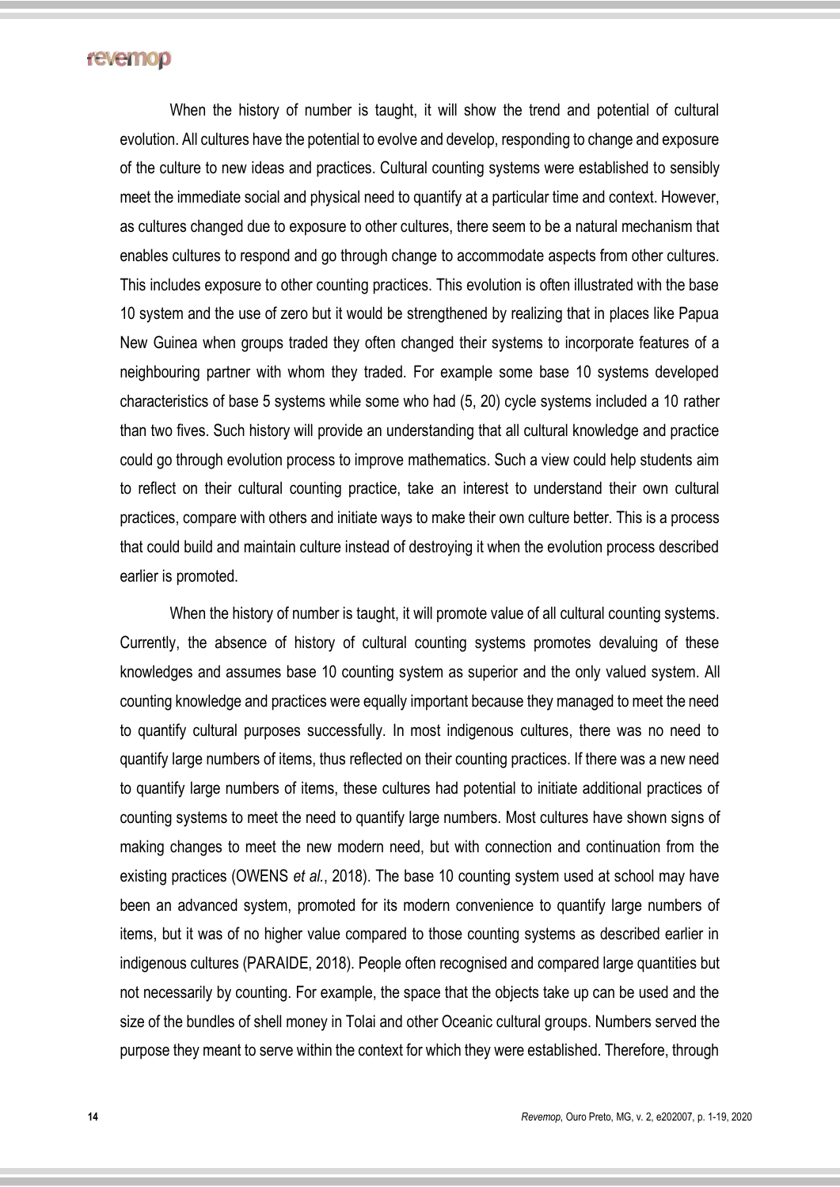When the history of number is taught, it will show the trend and potential of cultural evolution. All cultures have the potential to evolve and develop, responding to change and exposure of the culture to new ideas and practices. Cultural counting systems were established to sensibly meet the immediate social and physical need to quantify at a particular time and context. However, as cultures changed due to exposure to other cultures, there seem to be a natural mechanism that enables cultures to respond and go through change to accommodate aspects from other cultures. This includes exposure to other counting practices. This evolution is often illustrated with the base 10 system and the use of zero but it would be strengthened by realizing that in places like Papua New Guinea when groups traded they often changed their systems to incorporate features of a neighbouring partner with whom they traded. For example some base 10 systems developed characteristics of base 5 systems while some who had (5, 20) cycle systems included a 10 rather than two fives. Such history will provide an understanding that all cultural knowledge and practice could go through evolution process to improve mathematics. Such a view could help students aim to reflect on their cultural counting practice, take an interest to understand their own cultural practices, compare with others and initiate ways to make their own culture better. This is a process that could build and maintain culture instead of destroying it when the evolution process described earlier is promoted.

When the history of number is taught, it will promote value of all cultural counting systems. Currently, the absence of history of cultural counting systems promotes devaluing of these knowledges and assumes base 10 counting system as superior and the only valued system. All counting knowledge and practices were equally important because they managed to meet the need to quantify cultural purposes successfully. In most indigenous cultures, there was no need to quantify large numbers of items, thus reflected on their counting practices. If there was a new need to quantify large numbers of items, these cultures had potential to initiate additional practices of counting systems to meet the need to quantify large numbers. Most cultures have shown signs of making changes to meet the new modern need, but with connection and continuation from the existing practices (OWENS *et al.*, 2018). The base 10 counting system used at school may have been an advanced system, promoted for its modern convenience to quantify large numbers of items, but it was of no higher value compared to those counting systems as described earlier in indigenous cultures (PARAIDE, 2018). People often recognised and compared large quantities but not necessarily by counting. For example, the space that the objects take up can be used and the size of the bundles of shell money in Tolai and other Oceanic cultural groups. Numbers served the purpose they meant to serve within the context for which they were established. Therefore, through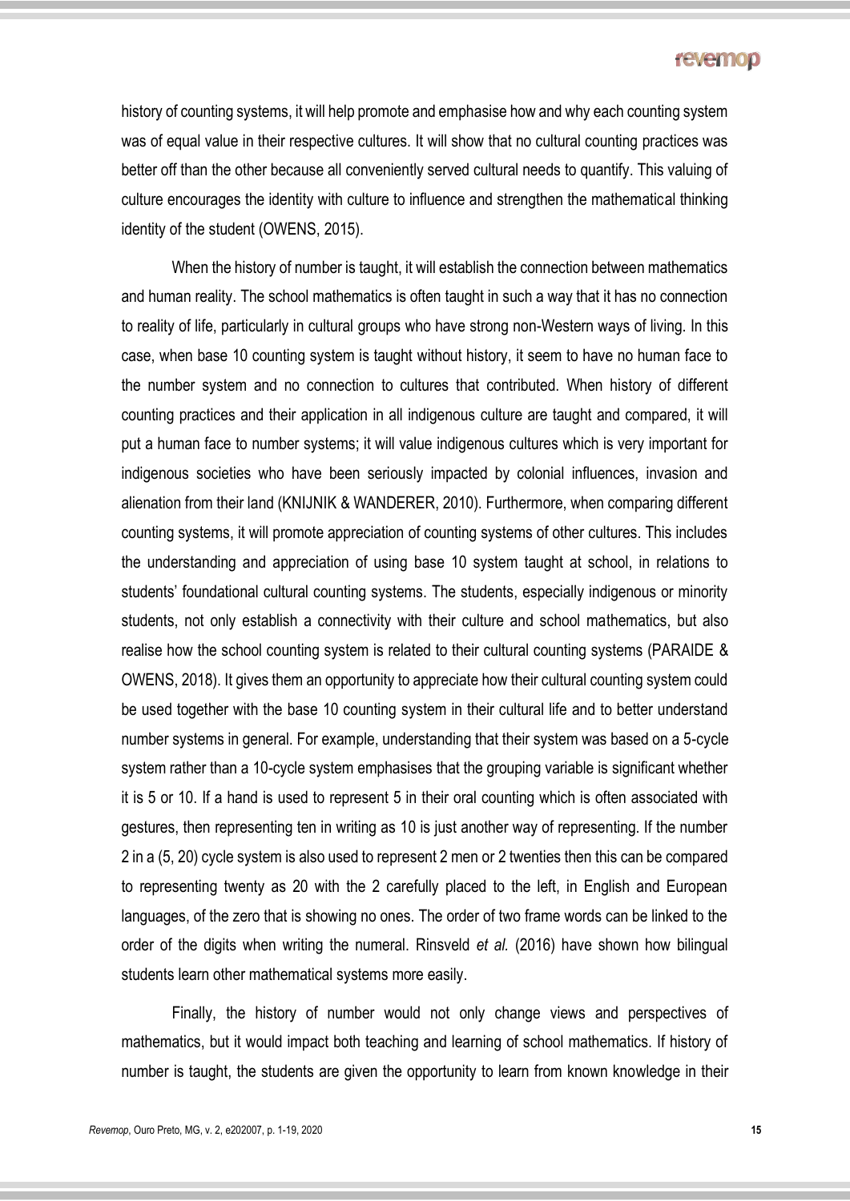history of counting systems, it will help promote and emphasise how and why each counting system was of equal value in their respective cultures. It will show that no cultural counting practices was better off than the other because all conveniently served cultural needs to quantify. This valuing of culture encourages the identity with culture to influence and strengthen the mathematical thinking identity of the student (OWENS, 2015).

When the history of number is taught, it will establish the connection between mathematics and human reality. The school mathematics is often taught in such a way that it has no connection to reality of life, particularly in cultural groups who have strong non-Western ways of living. In this case, when base 10 counting system is taught without history, it seem to have no human face to the number system and no connection to cultures that contributed. When history of different counting practices and their application in all indigenous culture are taught and compared, it will put a human face to number systems; it will value indigenous cultures which is very important for indigenous societies who have been seriously impacted by colonial influences, invasion and alienation from their land (KNIJNIK & WANDERER, 2010). Furthermore, when comparing different counting systems, it will promote appreciation of counting systems of other cultures. This includes the understanding and appreciation of using base 10 system taught at school, in relations to students' foundational cultural counting systems. The students, especially indigenous or minority students, not only establish a connectivity with their culture and school mathematics, but also realise how the school counting system is related to their cultural counting systems (PARAIDE & OWENS, 2018). It gives them an opportunity to appreciate how their cultural counting system could be used together with the base 10 counting system in their cultural life and to better understand number systems in general. For example, understanding that their system was based on a 5-cycle system rather than a 10-cycle system emphasises that the grouping variable is significant whether it is 5 or 10. If a hand is used to represent 5 in their oral counting which is often associated with gestures, then representing ten in writing as 10 is just another way of representing. If the number 2 in a (5, 20) cycle system is also used to represent 2 men or 2 twenties then this can be compared to representing twenty as 20 with the 2 carefully placed to the left, in English and European languages, of the zero that is showing no ones. The order of two frame words can be linked to the order of the digits when writing the numeral. Rinsveld *et al.* (2016) have shown how bilingual students learn other mathematical systems more easily.

Finally, the history of number would not only change views and perspectives of mathematics, but it would impact both teaching and learning of school mathematics. If history of number is taught, the students are given the opportunity to learn from known knowledge in their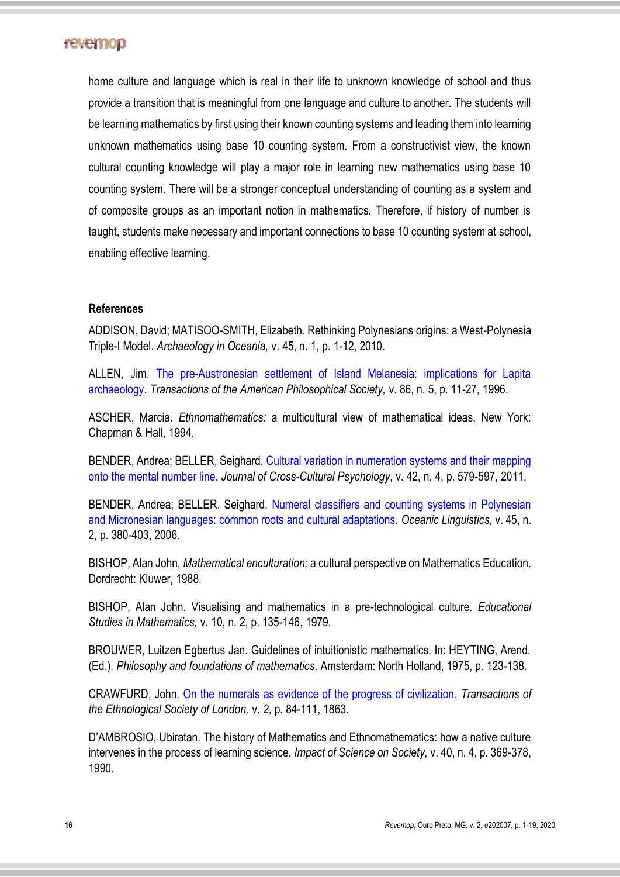home culture and language which is real in their life to unknown knowledge of school and thus provide a transition that is meaningful from one language and culture to another. The students will be learning mathematics by first using their known counting systems and leading them into learning unknown mathematics using base 10 counting system. From a constructivist view, the known cultural counting knowledge will play a major role in learning new mathematics using base 10 counting system. There will be a stronger conceptual understanding of counting as a system and of composite groups as an important notion in mathematics. Therefore, if history of number is taught, students make necessary and important connections to base 10 counting system at school, enabling effective learning.

## References

ADDISON, David; MATISOO-SMITH, Elizabeth. Rethinking Polynesians origins: a West-Polynesia Triple-I Model. *Archaeology in Oceania,* v. 45, n. 1, p. 1-12, 2010.

ALLEN, Jim. The pre-Austronesian settlement of Island Melanesia: implications for Lapita archaeology. *Transactions of the American Philosophical Society,* v. 86, n. 5, p. 11-27, 1996.

ASCHER, Marcia. *Ethnomathematics:* a multicultural view of mathematical ideas. New York: Chapman & Hall, 1994.

BENDER, Andrea; BELLER, Seighard. Cultural variation in numeration systems and their mapping onto the mental number line. *Journal of Cross-Cultural Psychology*, v. 42, n. 4, p. 579-597, 2011.

BENDER, Andrea; BELLER, Seighard. Numeral classifiers and counting systems in Polynesian and Micronesian languages: common roots and cultural adaptations. *Oceanic Linguistics,* v. 45, n. 2, p. 380-403, 2006.

BISHOP, Alan John. *Mathematical enculturation:* a cultural perspective on Mathematics Education. Dordrecht: Kluwer, 1988.

BISHOP, Alan John. Visualising and mathematics in a pre-technological culture. *Educational Studies in Mathematics,* v. 10, n. 2, p. 135-146, 1979.

BROUWER, Luitzen Egbertus Jan. Guidelines of intuitionistic mathematics. In: HEYTING, Arend. (Ed.). *Philosophy and foundations of mathematics*. Amsterdam: North Holland, 1975, p. 123-138.

CRAWFURD, John. On the numerals as evidence of the progress of civilization. *Transactions of the Ethnological Society of London,* v. 2, p. 84-111, 1863.

D'AMBROSIO, Ubiratan. The history of Mathematics and Ethnomathematics: how a native culture intervenes in the process of learning science. *Impact of Science on Society,* v. 40, n. 4, p. 369-378, 1990.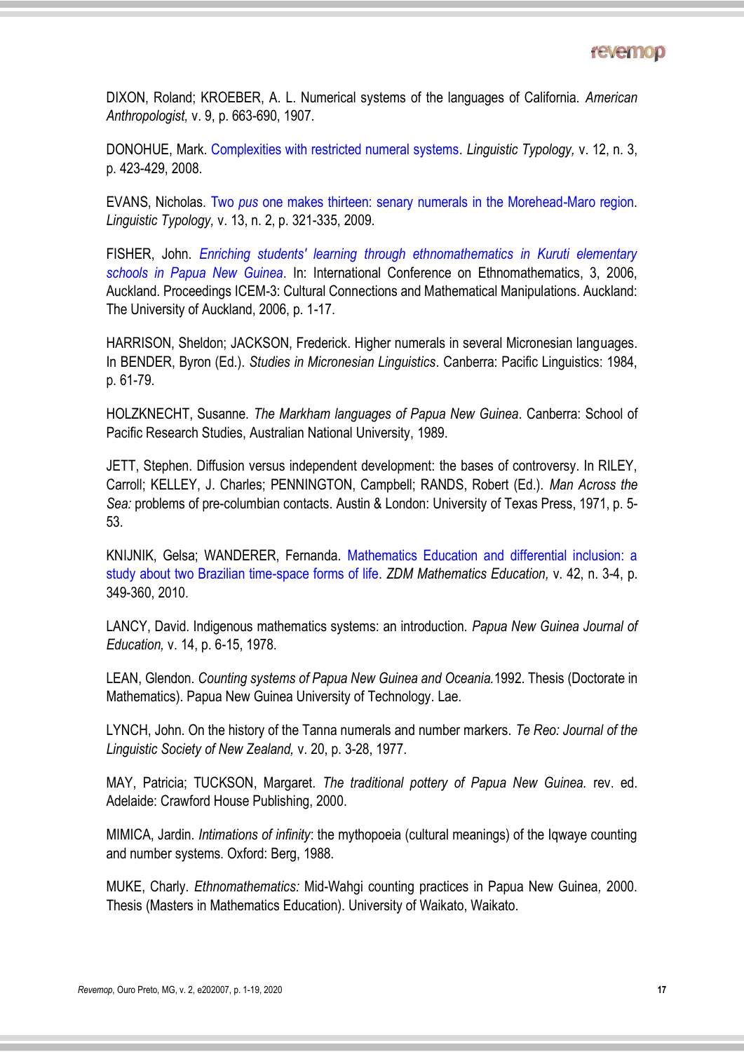DIXON, Roland; KROEBER, A. L. Numerical systems of the languages of California. *American Anthropologist,* v. 9, p. 663-690, 1907.

DONOHUE, Mark. Complexities with restricted numeral systems. *Linguistic Typology,* v. 12, n. 3, p. 423-429, 2008.

EVANS, Nicholas. Two *pus* one makes thirteen: senary numerals in the Morehead-Maro region. *Linguistic Typology,* v. 13, n. 2, p. 321-335, 2009.

FISHER, John. *Enriching students' learning through ethnomathematics in Kuruti elementary schools in Papua New Guinea*. In: International Conference on Ethnomathematics, 3, 2006, Auckland. Proceedings ICEM-3: Cultural Connections and Mathematical Manipulations. Auckland: The University of Auckland, 2006, p. 1-17.

HARRISON, Sheldon; JACKSON, Frederick. Higher numerals in several Micronesian languages. In BENDER, Byron (Ed.). *Studies in Micronesian Linguistics*. Canberra: Pacific Linguistics: 1984, p. 61-79.

HOLZKNECHT, Susanne. *The Markham languages of Papua New Guinea*. Canberra: School of Pacific Research Studies, Australian National University, 1989.

JETT, Stephen. Diffusion versus independent development: the bases of controversy. In RILEY, Carroll; KELLEY, J. Charles; PENNINGTON, Campbell; RANDS, Robert (Ed.). *Man Across the Sea:* problems of pre-columbian contacts. Austin & London: University of Texas Press, 1971, p. 5-53.

KNIJNIK, Gelsa; WANDERER, Fernanda. Mathematics Education and differential inclusion: a study about two Brazilian time-space forms of life. *ZDM Mathematics Education,* v. 42, n. 3-4, p. 349-360, 2010.

LANCY, David. Indigenous mathematics systems: an introduction. *Papua New Guinea Journal of Education,* v. 14, p. 6-15, 1978.

LEAN, Glendon. *Counting systems of Papua New Guinea and Oceania.*1992. Thesis (Doctorate in Mathematics). Papua New Guinea University of Technology. Lae.

LYNCH, John. On the history of the Tanna numerals and number markers. *Te Reo: Journal of the Linguistic Society of New Zealand,* v. 20, p. 3-28, 1977.

MAY, Patricia; TUCKSON, Margaret. *The traditional pottery of Papua New Guinea.* rev. ed. Adelaide: Crawford House Publishing, 2000.

MIMICA, Jardin. *Intimations of infinity*: the mythopoeia (cultural meanings) of the Iqwaye counting and number systems. Oxford: Berg, 1988.

MUKE, Charly. *Ethnomathematics:* Mid-Wahgi counting practices in Papua New Guinea, 2000. Thesis (Masters in Mathematics Education). University of Waikato, Waikato.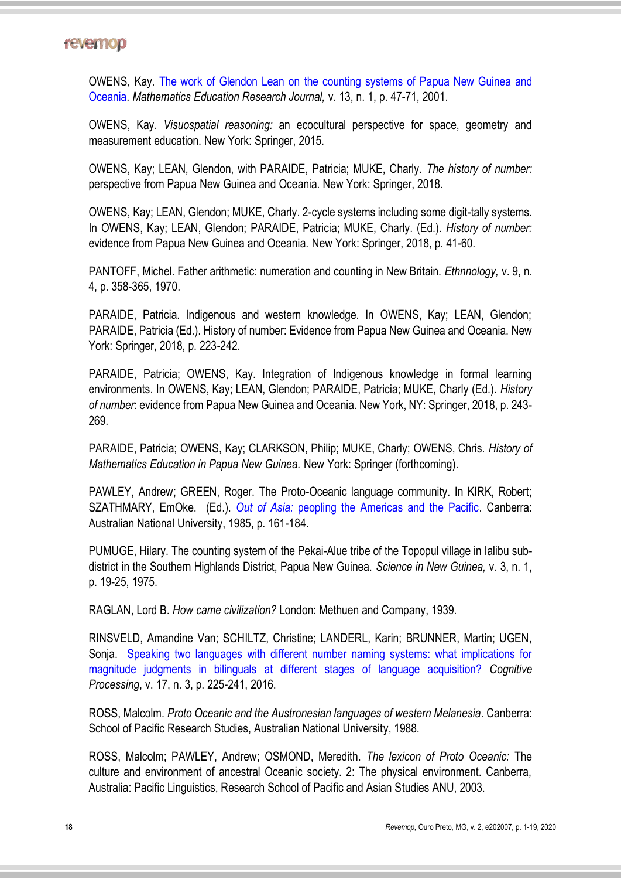OWENS, Kay. The work of Glendon Lean on the counting systems of Papua New Guinea and Oceania. *Mathematics Education Research Journal,* v. 13, n. 1, p. 47-71, 2001.

OWENS, Kay. *Visuospatial reasoning:* an ecocultural perspective for space, geometry and measurement education. New York: Springer, 2015.

OWENS, Kay; LEAN, Glendon, with PARAIDE, Patricia; MUKE, Charly. *The history of number:* perspective from Papua New Guinea and Oceania. New York: Springer, 2018.

OWENS, Kay; LEAN, Glendon; MUKE, Charly. 2-cycle systems including some digit-tally systems. In OWENS, Kay; LEAN, Glendon; PARAIDE, Patricia; MUKE, Charly. (Ed.). *History of number:* evidence from Papua New Guinea and Oceania. New York: Springer, 2018, p. 41-60.

PANTOFF, Michel. Father arithmetic: numeration and counting in New Britain. *Ethnnology,* v. 9, n. 4, p. 358-365, 1970.

PARAIDE, Patricia. Indigenous and western knowledge. In OWENS, Kay; LEAN, Glendon; PARAIDE, Patricia (Ed.). History of number: Evidence from Papua New Guinea and Oceania. New York: Springer, 2018, p. 223-242.

PARAIDE, Patricia; OWENS, Kay. Integration of Indigenous knowledge in formal learning environments. In OWENS, Kay; LEAN, Glendon; PARAIDE, Patricia; MUKE, Charly (Ed.). *History of number*: evidence from Papua New Guinea and Oceania. New York, NY: Springer, 2018, p. 243-269.

PARAIDE, Patricia; OWENS, Kay; CLARKSON, Philip; MUKE, Charly; OWENS, Chris. *History of Mathematics Education in Papua New Guinea.* New York: Springer (forthcoming).

PAWLEY, Andrew; GREEN, Roger. The Proto-Oceanic language community. In KIRK, Robert; SZATHMARY, EmOke. (Ed.). *Out of Asia:* peopling the Americas and the Pacific. Canberra: Australian National University, 1985, p. 161-184.

PUMUGE, Hilary. The counting system of the Pekai-Alue tribe of the Topopul village in Ialibu sub-district in the Southern Highlands District, Papua New Guinea. *Science in New Guinea,* v. 3, n. 1, p. 19-25, 1975.

RAGLAN, Lord B. *How came civilization?* London: Methuen and Company, 1939.

RINSVELD, Amandine Van; SCHILTZ, Christine; LANDERL, Karin; BRUNNER, Martin; UGEN, Sonja. Speaking two languages with different number naming systems: what implications for magnitude judgments in bilinguals at different stages of language acquisition? *Cognitive Processing*, v. 17, n. 3, p. 225-241, 2016.

ROSS, Malcolm. *Proto Oceanic and the Austronesian languages of western Melanesia*. Canberra: School of Pacific Research Studies, Australian National University, 1988.

ROSS, Malcolm; PAWLEY, Andrew; OSMOND, Meredith. *The lexicon of Proto Oceanic:* The culture and environment of ancestral Oceanic society. 2: The physical environment. Canberra, Australia: Pacific Linguistics, Research School of Pacific and Asian Studies ANU, 2003.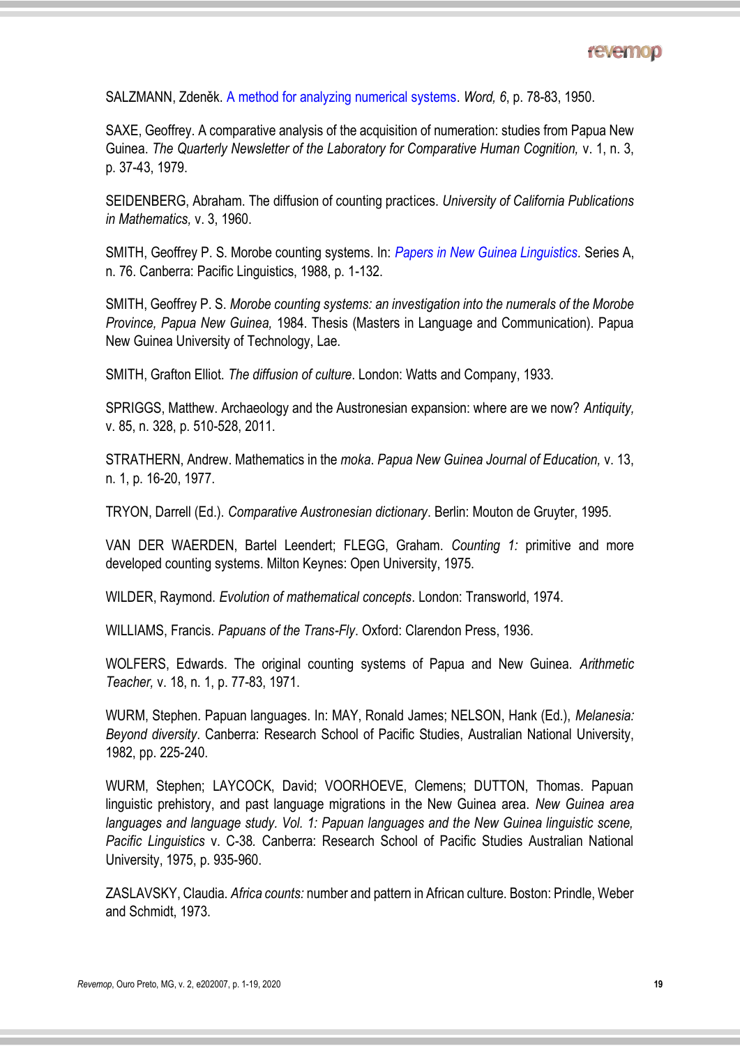SALZMANN, Zdeněk. A method for analyzing numerical systems. *Word, 6*, p. 78-83, 1950.

SAXE, Geoffrey. A comparative analysis of the acquisition of numeration: studies from Papua New Guinea. *The Quarterly Newsletter of the Laboratory for Comparative Human Cognition,* v. 1, n. 3, p. 37-43, 1979.

SEIDENBERG, Abraham. The diffusion of counting practices. *University of California Publications in Mathematics,* v. 3, 1960.

SMITH, Geoffrey P. S. Morobe counting systems. In: *Papers in New Guinea Linguistics.* Series A, n. 76. Canberra: Pacific Linguistics, 1988, p. 1-132.

SMITH, Geoffrey P. S. *Morobe counting systems: an investigation into the numerals of the Morobe Province, Papua New Guinea,* 1984. Thesis (Masters in Language and Communication). Papua New Guinea University of Technology, Lae.

SMITH, Grafton Elliot. *The diffusion of culture*. London: Watts and Company, 1933.

SPRIGGS, Matthew. Archaeology and the Austronesian expansion: where are we now? *Antiquity,* v. 85, n. 328, p. 510-528, 2011.

STRATHERN, Andrew. Mathematics in the *moka*. *Papua New Guinea Journal of Education,* v. 13, n. 1, p. 16-20, 1977.

TRYON, Darrell (Ed.). *Comparative Austronesian dictionary*. Berlin: Mouton de Gruyter, 1995.

VAN DER WAERDEN, Bartel Leendert; FLEGG, Graham. *Counting 1:* primitive and more developed counting systems. Milton Keynes: Open University, 1975.

WILDER, Raymond. *Evolution of mathematical concepts*. London: Transworld, 1974.

WILLIAMS, Francis. *Papuans of the Trans-Fly*. Oxford: Clarendon Press, 1936.

WOLFERS, Edwards. The original counting systems of Papua and New Guinea. *Arithmetic Teacher,* v. 18, n. 1, p. 77-83, 1971.

WURM, Stephen. Papuan languages. In: MAY, Ronald James; NELSON, Hank (Ed.), *Melanesia: Beyond diversity*. Canberra: Research School of Pacific Studies, Australian National University, 1982, pp. 225-240.

WURM, Stephen; LAYCOCK, David; VOORHOEVE, Clemens; DUTTON, Thomas. Papuan linguistic prehistory, and past language migrations in the New Guinea area. *New Guinea area languages and language study. Vol. 1: Papuan languages and the New Guinea linguistic scene, Pacific Linguistics* v. C-38. Canberra: Research School of Pacific Studies Australian National University, 1975, p. 935-960.

ZASLAVSKY, Claudia. *Africa counts:* number and pattern in African culture. Boston: Prindle, Weber and Schmidt, 1973.